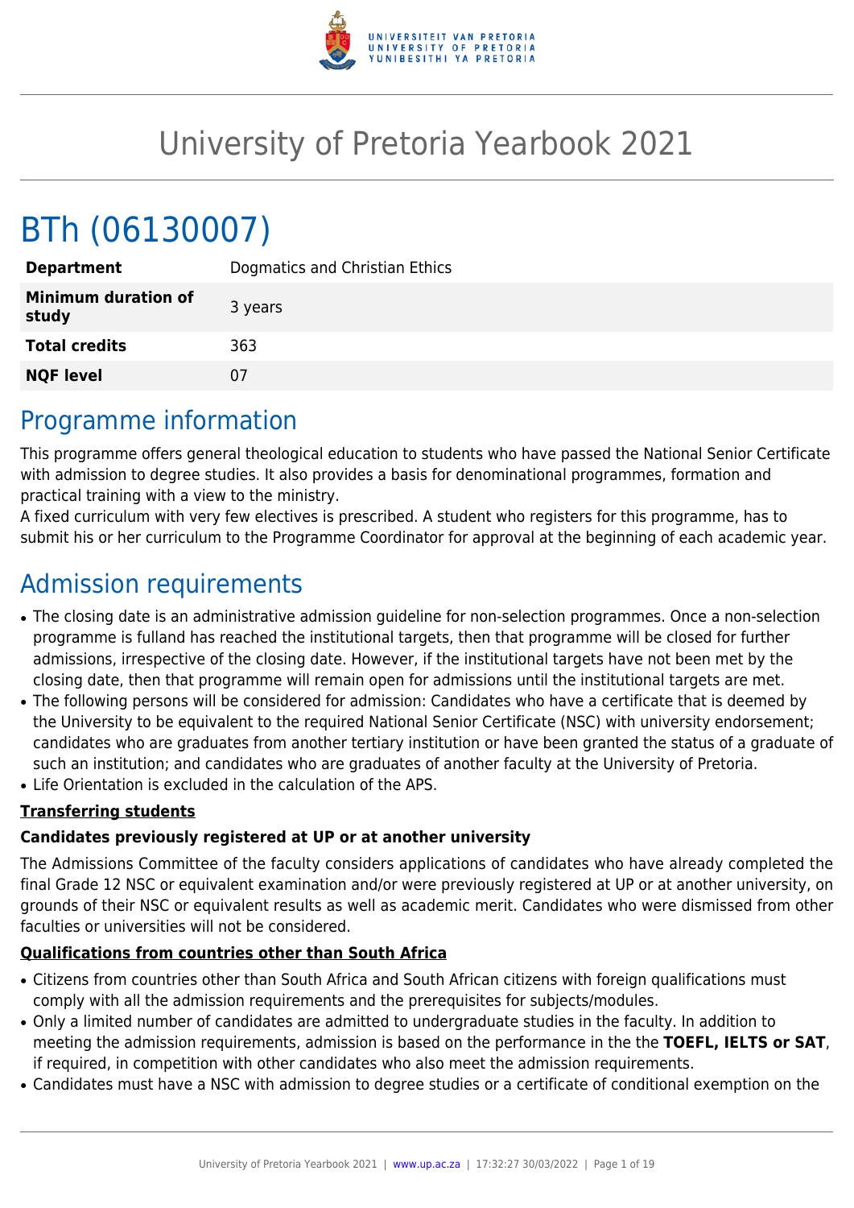# University of Pretoria Yearbook 2021

# BTh (06130007)

| | |
|---|---|
| **Department** | Dogmatics and Christian Ethics |
| **Minimum duration of study** | 3 years |
| **Total credits** | 363 |
| **NQF level** | 07 |

## Programme information

This programme offers general theological education to students who have passed the National Senior Certificate with admission to degree studies. It also provides a basis for denominational programmes, formation and practical training with a view to the ministry.
A fixed curriculum with very few electives is prescribed. A student who registers for this programme, has to submit his or her curriculum to the Programme Coordinator for approval at the beginning of each academic year.

## Admission requirements

- The closing date is an administrative admission guideline for non-selection programmes. Once a non-selection programme is fulland has reached the institutional targets, then that programme will be closed for further admissions, irrespective of the closing date. However, if the institutional targets have not been met by the closing date, then that programme will remain open for admissions until the institutional targets are met.
- The following persons will be considered for admission: Candidates who have a certificate that is deemed by the University to be equivalent to the required National Senior Certificate (NSC) with university endorsement; candidates who are graduates from another tertiary institution or have been granted the status of a graduate of such an institution; and candidates who are graduates of another faculty at the University of Pretoria.
- Life Orientation is excluded in the calculation of the APS.

**Transferring students**

**Candidates previously registered at UP or at another university**

The Admissions Committee of the faculty considers applications of candidates who have already completed the final Grade 12 NSC or equivalent examination and/or were previously registered at UP or at another university, on grounds of their NSC or equivalent results as well as academic merit. Candidates who were dismissed from other faculties or universities will not be considered.

**Qualifications from countries other than South Africa**

- Citizens from countries other than South Africa and South African citizens with foreign qualifications must comply with all the admission requirements and the prerequisites for subjects/modules.
- Only a limited number of candidates are admitted to undergraduate studies in the faculty. In addition to meeting the admission requirements, admission is based on the performance in the the **TOEFL, IELTS or SAT**, if required, in competition with other candidates who also meet the admission requirements.
- Candidates must have a NSC with admission to degree studies or a certificate of conditional exemption on the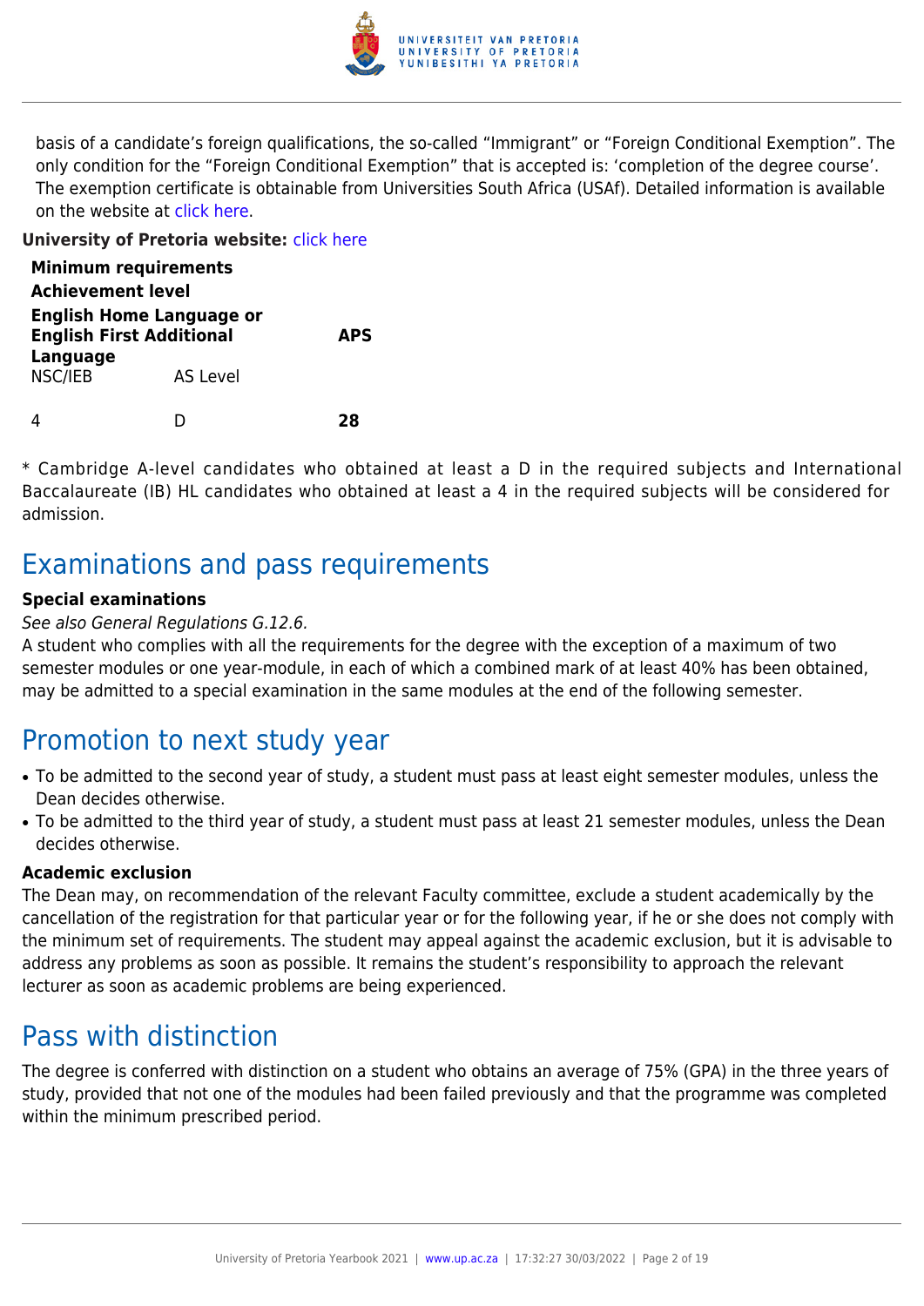basis of a candidate's foreign qualifications, the so-called "Immigrant" or "Foreign Conditional Exemption". The only condition for the "Foreign Conditional Exemption" that is accepted is: 'completion of the degree course'. The exemption certificate is obtainable from Universities South Africa (USAf). Detailed information is available on the website at click here.

**University of Pretoria website:** click here

| **Minimum requirements** | | |
|---|---|---|
| **Achievement level** | | |
| **English Home Language or English First Additional Language** | | **APS** |
| NSC/IEB | AS Level | |
| 4 | D | **28** |

* Cambridge A-level candidates who obtained at least a D in the required subjects and International Baccalaureate (IB) HL candidates who obtained at least a 4 in the required subjects will be considered for admission.

## Examinations and pass requirements

**Special examinations**

*See also General Regulations G.12.6.*

A student who complies with all the requirements for the degree with the exception of a maximum of two semester modules or one year-module, in each of which a combined mark of at least 40% has been obtained, may be admitted to a special examination in the same modules at the end of the following semester.

## Promotion to next study year

- To be admitted to the second year of study, a student must pass at least eight semester modules, unless the Dean decides otherwise.
- To be admitted to the third year of study, a student must pass at least 21 semester modules, unless the Dean decides otherwise.

**Academic exclusion**

The Dean may, on recommendation of the relevant Faculty committee, exclude a student academically by the cancellation of the registration for that particular year or for the following year, if he or she does not comply with the minimum set of requirements. The student may appeal against the academic exclusion, but it is advisable to address any problems as soon as possible. It remains the student's responsibility to approach the relevant lecturer as soon as academic problems are being experienced.

## Pass with distinction

The degree is conferred with distinction on a student who obtains an average of 75% (GPA) in the three years of study, provided that not one of the modules had been failed previously and that the programme was completed within the minimum prescribed period.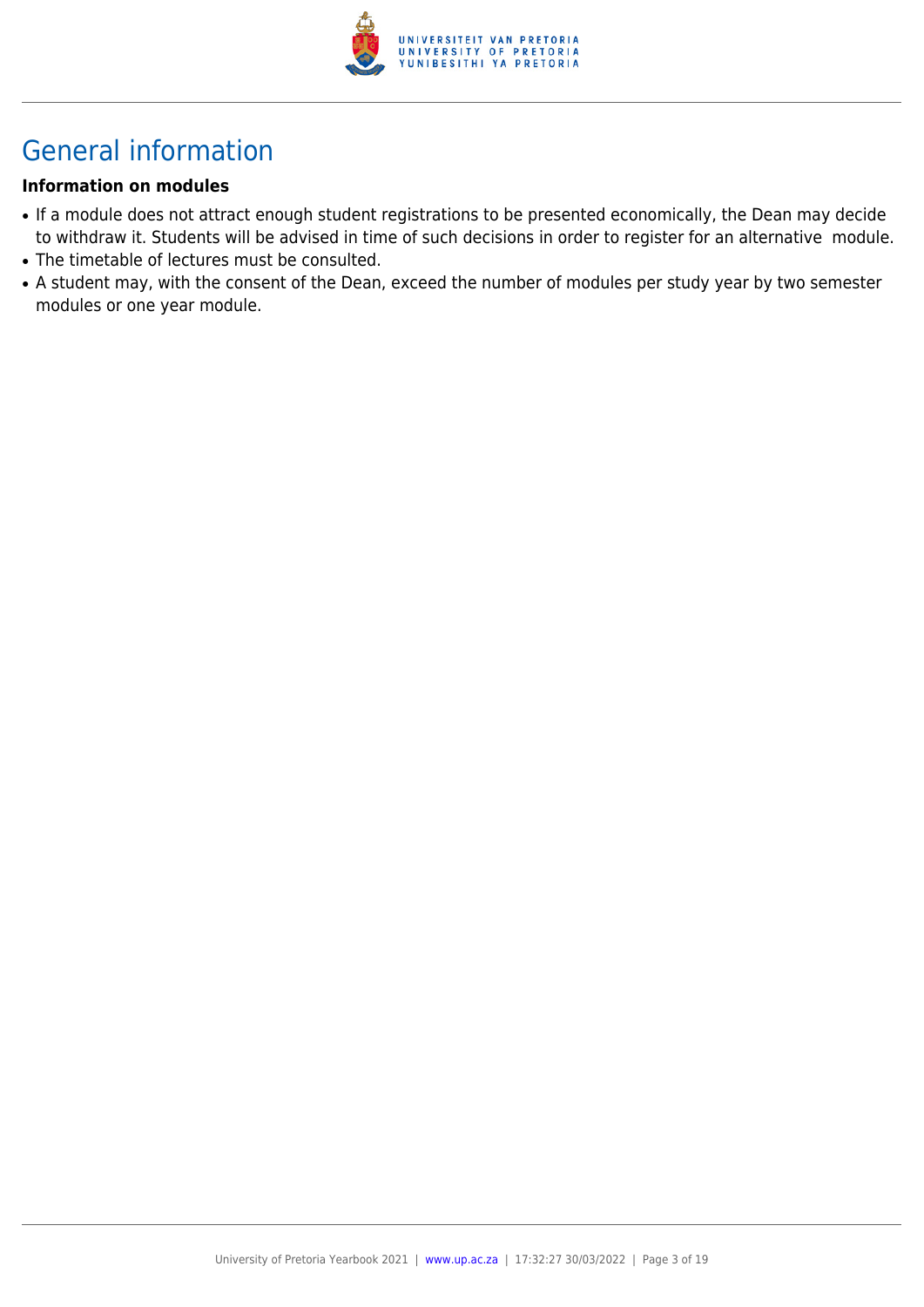# General information

**Information on modules**

- If a module does not attract enough student registrations to be presented economically, the Dean may decide to withdraw it. Students will be advised in time of such decisions in order to register for an alternative module.
- The timetable of lectures must be consulted.
- A student may, with the consent of the Dean, exceed the number of modules per study year by two semester modules or one year module.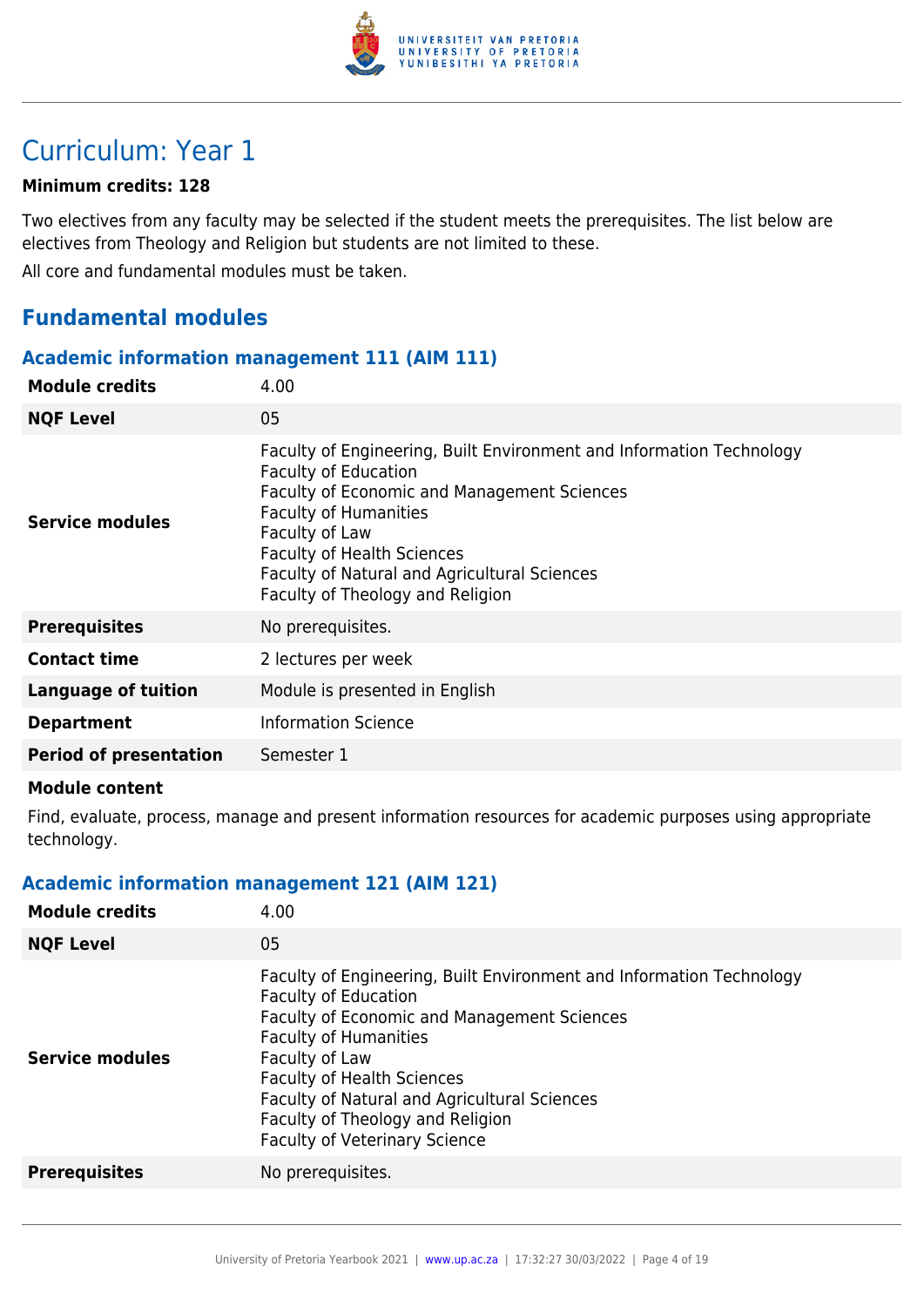# Curriculum: Year 1

**Minimum credits: 128**

Two electives from any faculty may be selected if the student meets the prerequisites. The list below are electives from Theology and Religion but students are not limited to these.

All core and fundamental modules must be taken.

## Fundamental modules

### Academic information management 111 (AIM 111)

| | |
|---|---|
| **Module credits** | 4.00 |
| **NQF Level** | 05 |
| **Service modules** | Faculty of Engineering, Built Environment and Information Technology<br>Faculty of Education<br>Faculty of Economic and Management Sciences<br>Faculty of Humanities<br>Faculty of Law<br>Faculty of Health Sciences<br>Faculty of Natural and Agricultural Sciences<br>Faculty of Theology and Religion |
| **Prerequisites** | No prerequisites. |
| **Contact time** | 2 lectures per week |
| **Language of tuition** | Module is presented in English |
| **Department** | Information Science |
| **Period of presentation** | Semester 1 |

**Module content**

Find, evaluate, process, manage and present information resources for academic purposes using appropriate technology.

### Academic information management 121 (AIM 121)

| | |
|---|---|
| **Module credits** | 4.00 |
| **NQF Level** | 05 |
| **Service modules** | Faculty of Engineering, Built Environment and Information Technology<br>Faculty of Education<br>Faculty of Economic and Management Sciences<br>Faculty of Humanities<br>Faculty of Law<br>Faculty of Health Sciences<br>Faculty of Natural and Agricultural Sciences<br>Faculty of Theology and Religion<br>Faculty of Veterinary Science |
| **Prerequisites** | No prerequisites. |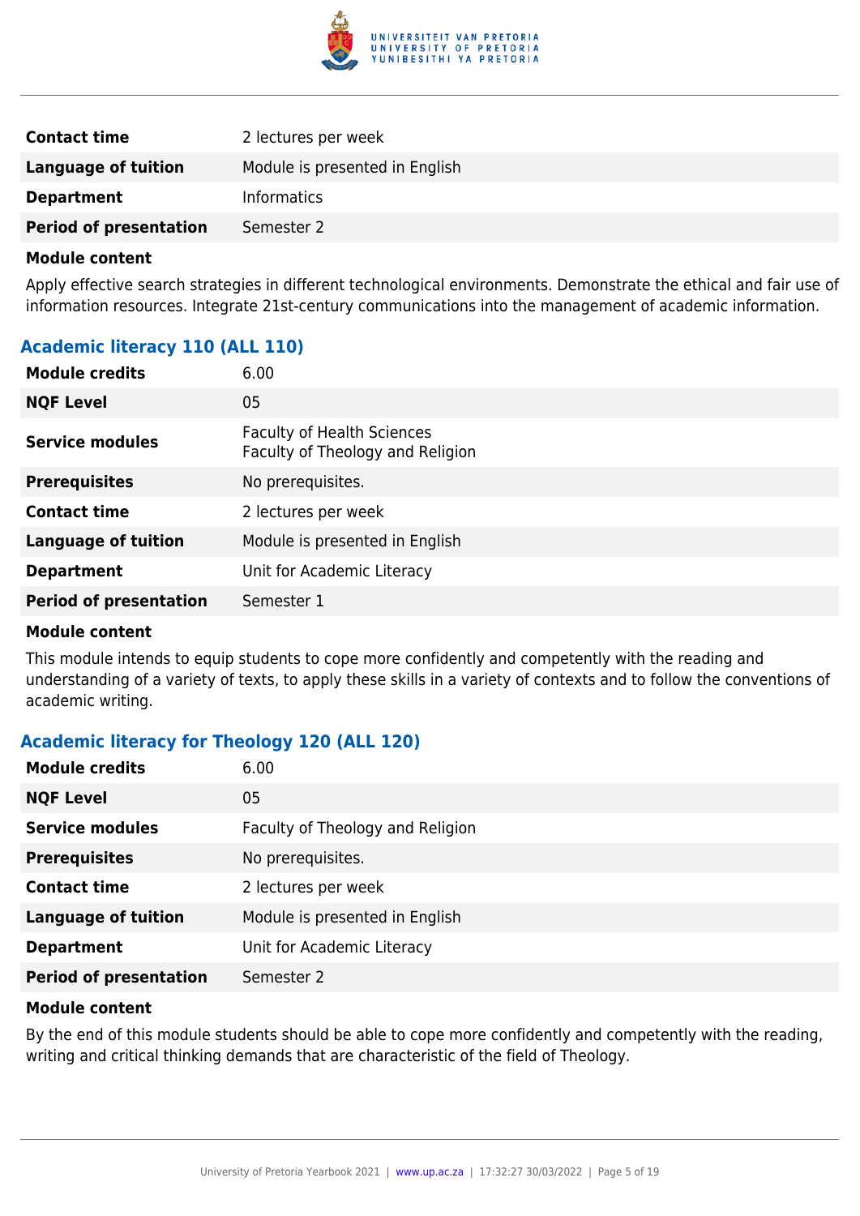| | |
|---|---|
| **Contact time** | 2 lectures per week |
| **Language of tuition** | Module is presented in English |
| **Department** | Informatics |
| **Period of presentation** | Semester 2 |

**Module content**

Apply effective search strategies in different technological environments. Demonstrate the ethical and fair use of information resources. Integrate 21st-century communications into the management of academic information.

### Academic literacy 110 (ALL 110)

| | |
|---|---|
| **Module credits** | 6.00 |
| **NQF Level** | 05 |
| **Service modules** | Faculty of Health Sciences<br>Faculty of Theology and Religion |
| **Prerequisites** | No prerequisites. |
| **Contact time** | 2 lectures per week |
| **Language of tuition** | Module is presented in English |
| **Department** | Unit for Academic Literacy |
| **Period of presentation** | Semester 1 |

**Module content**

This module intends to equip students to cope more confidently and competently with the reading and understanding of a variety of texts, to apply these skills in a variety of contexts and to follow the conventions of academic writing.

### Academic literacy for Theology 120 (ALL 120)

| | |
|---|---|
| **Module credits** | 6.00 |
| **NQF Level** | 05 |
| **Service modules** | Faculty of Theology and Religion |
| **Prerequisites** | No prerequisites. |
| **Contact time** | 2 lectures per week |
| **Language of tuition** | Module is presented in English |
| **Department** | Unit for Academic Literacy |
| **Period of presentation** | Semester 2 |

**Module content**

By the end of this module students should be able to cope more confidently and competently with the reading, writing and critical thinking demands that are characteristic of the field of Theology.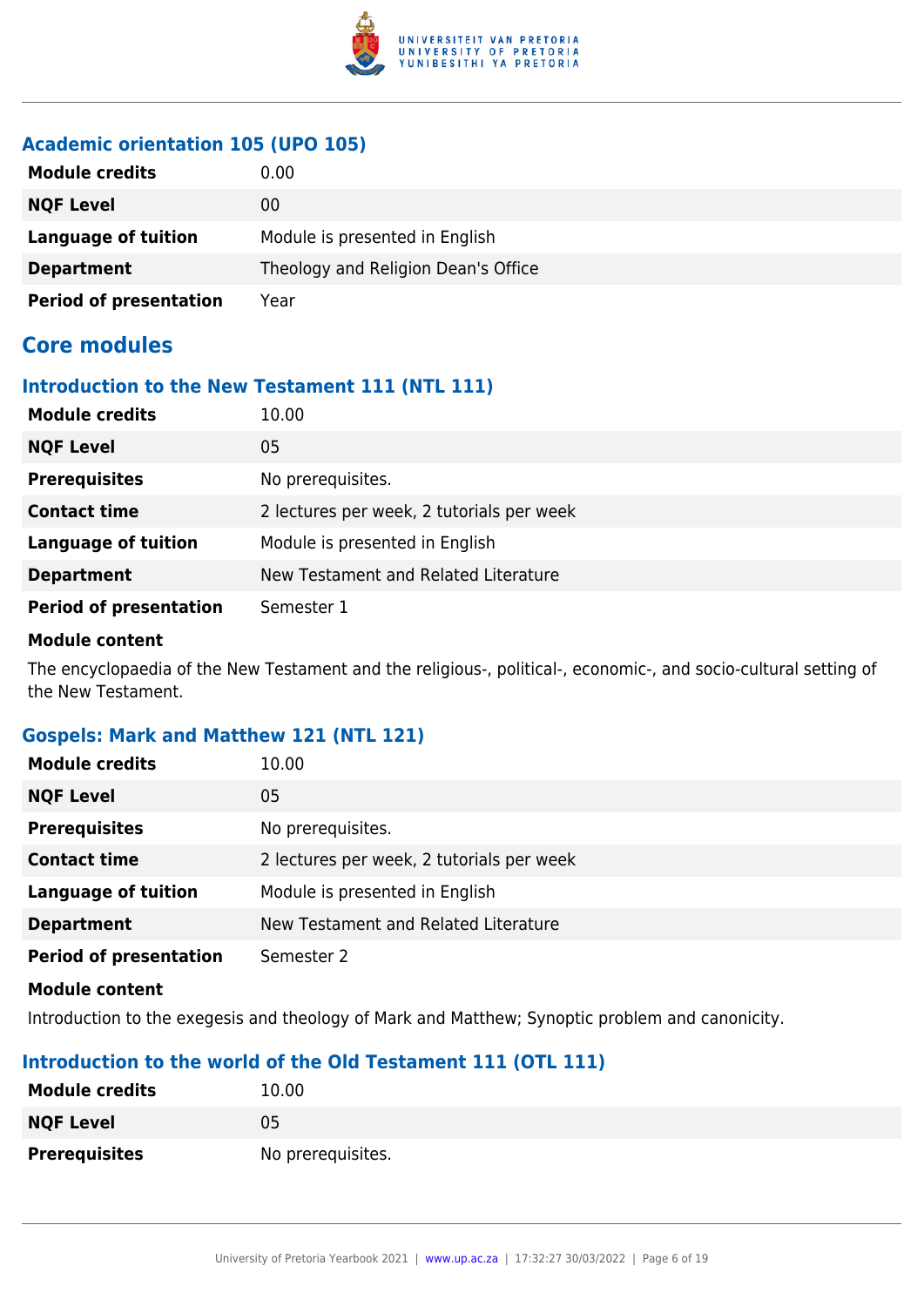### Academic orientation 105 (UPO 105)

| | |
|---|---|
| **Module credits** | 0.00 |
| **NQF Level** | 00 |
| **Language of tuition** | Module is presented in English |
| **Department** | Theology and Religion Dean's Office |
| **Period of presentation** | Year |

## Core modules

### Introduction to the New Testament 111 (NTL 111)

| | |
|---|---|
| **Module credits** | 10.00 |
| **NQF Level** | 05 |
| **Prerequisites** | No prerequisites. |
| **Contact time** | 2 lectures per week, 2 tutorials per week |
| **Language of tuition** | Module is presented in English |
| **Department** | New Testament and Related Literature |
| **Period of presentation** | Semester 1 |

**Module content**

The encyclopaedia of the New Testament and the religious-, political-, economic-, and socio-cultural setting of the New Testament.

### Gospels: Mark and Matthew 121 (NTL 121)

| | |
|---|---|
| **Module credits** | 10.00 |
| **NQF Level** | 05 |
| **Prerequisites** | No prerequisites. |
| **Contact time** | 2 lectures per week, 2 tutorials per week |
| **Language of tuition** | Module is presented in English |
| **Department** | New Testament and Related Literature |
| **Period of presentation** | Semester 2 |

**Module content**

Introduction to the exegesis and theology of Mark and Matthew; Synoptic problem and canonicity.

### Introduction to the world of the Old Testament 111 (OTL 111)

| | |
|---|---|
| **Module credits** | 10.00 |
| **NQF Level** | 05 |
| **Prerequisites** | No prerequisites. |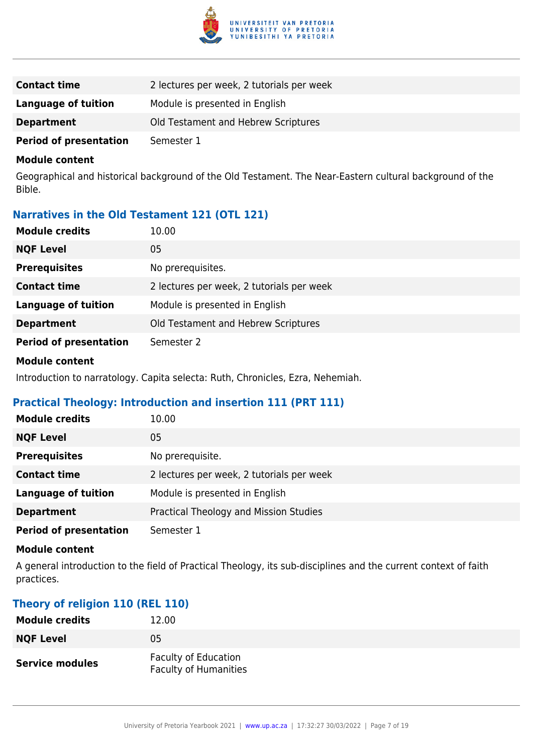| | |
|---|---|
| **Contact time** | 2 lectures per week, 2 tutorials per week |
| **Language of tuition** | Module is presented in English |
| **Department** | Old Testament and Hebrew Scriptures |
| **Period of presentation** | Semester 1 |

**Module content**

Geographical and historical background of the Old Testament. The Near-Eastern cultural background of the Bible.

### Narratives in the Old Testament 121 (OTL 121)

| | |
|---|---|
| **Module credits** | 10.00 |
| **NQF Level** | 05 |
| **Prerequisites** | No prerequisites. |
| **Contact time** | 2 lectures per week, 2 tutorials per week |
| **Language of tuition** | Module is presented in English |
| **Department** | Old Testament and Hebrew Scriptures |
| **Period of presentation** | Semester 2 |

**Module content**

Introduction to narratology. Capita selecta: Ruth, Chronicles, Ezra, Nehemiah.

### Practical Theology: Introduction and insertion 111 (PRT 111)

| | |
|---|---|
| **Module credits** | 10.00 |
| **NQF Level** | 05 |
| **Prerequisites** | No prerequisite. |
| **Contact time** | 2 lectures per week, 2 tutorials per week |
| **Language of tuition** | Module is presented in English |
| **Department** | Practical Theology and Mission Studies |
| **Period of presentation** | Semester 1 |

**Module content**

A general introduction to the field of Practical Theology, its sub-disciplines and the current context of faith practices.

### Theory of religion 110 (REL 110)

| | |
|---|---|
| **Module credits** | 12.00 |
| **NQF Level** | 05 |
| **Service modules** | Faculty of Education<br>Faculty of Humanities |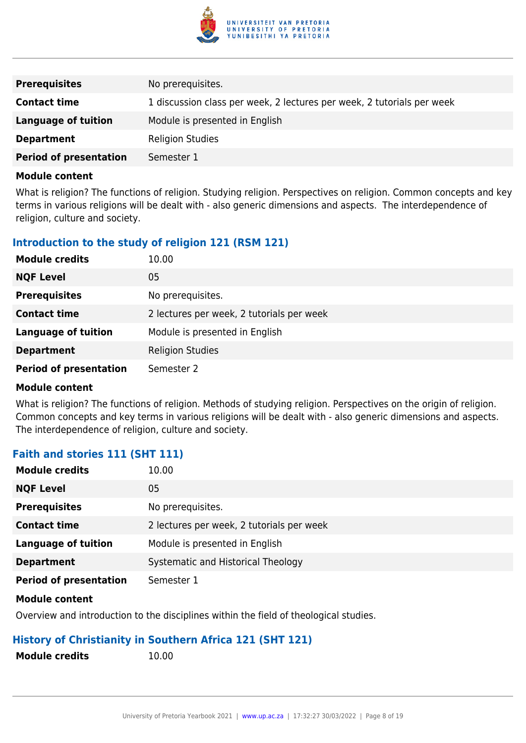| | |
|---|---|
| **Prerequisites** | No prerequisites. |
| **Contact time** | 1 discussion class per week, 2 lectures per week, 2 tutorials per week |
| **Language of tuition** | Module is presented in English |
| **Department** | Religion Studies |
| **Period of presentation** | Semester 1 |

**Module content**

What is religion? The functions of religion. Studying religion. Perspectives on religion. Common concepts and key terms in various religions will be dealt with - also generic dimensions and aspects. The interdependence of religion, culture and society.

### Introduction to the study of religion 121 (RSM 121)

| | |
|---|---|
| **Module credits** | 10.00 |
| **NQF Level** | 05 |
| **Prerequisites** | No prerequisites. |
| **Contact time** | 2 lectures per week, 2 tutorials per week |
| **Language of tuition** | Module is presented in English |
| **Department** | Religion Studies |
| **Period of presentation** | Semester 2 |

**Module content**

What is religion? The functions of religion. Methods of studying religion. Perspectives on the origin of religion. Common concepts and key terms in various religions will be dealt with - also generic dimensions and aspects. The interdependence of religion, culture and society.

### Faith and stories 111 (SHT 111)

| | |
|---|---|
| **Module credits** | 10.00 |
| **NQF Level** | 05 |
| **Prerequisites** | No prerequisites. |
| **Contact time** | 2 lectures per week, 2 tutorials per week |
| **Language of tuition** | Module is presented in English |
| **Department** | Systematic and Historical Theology |
| **Period of presentation** | Semester 1 |

**Module content**

Overview and introduction to the disciplines within the field of theological studies.

### History of Christianity in Southern Africa 121 (SHT 121)

| | |
|---|---|
| **Module credits** | 10.00 |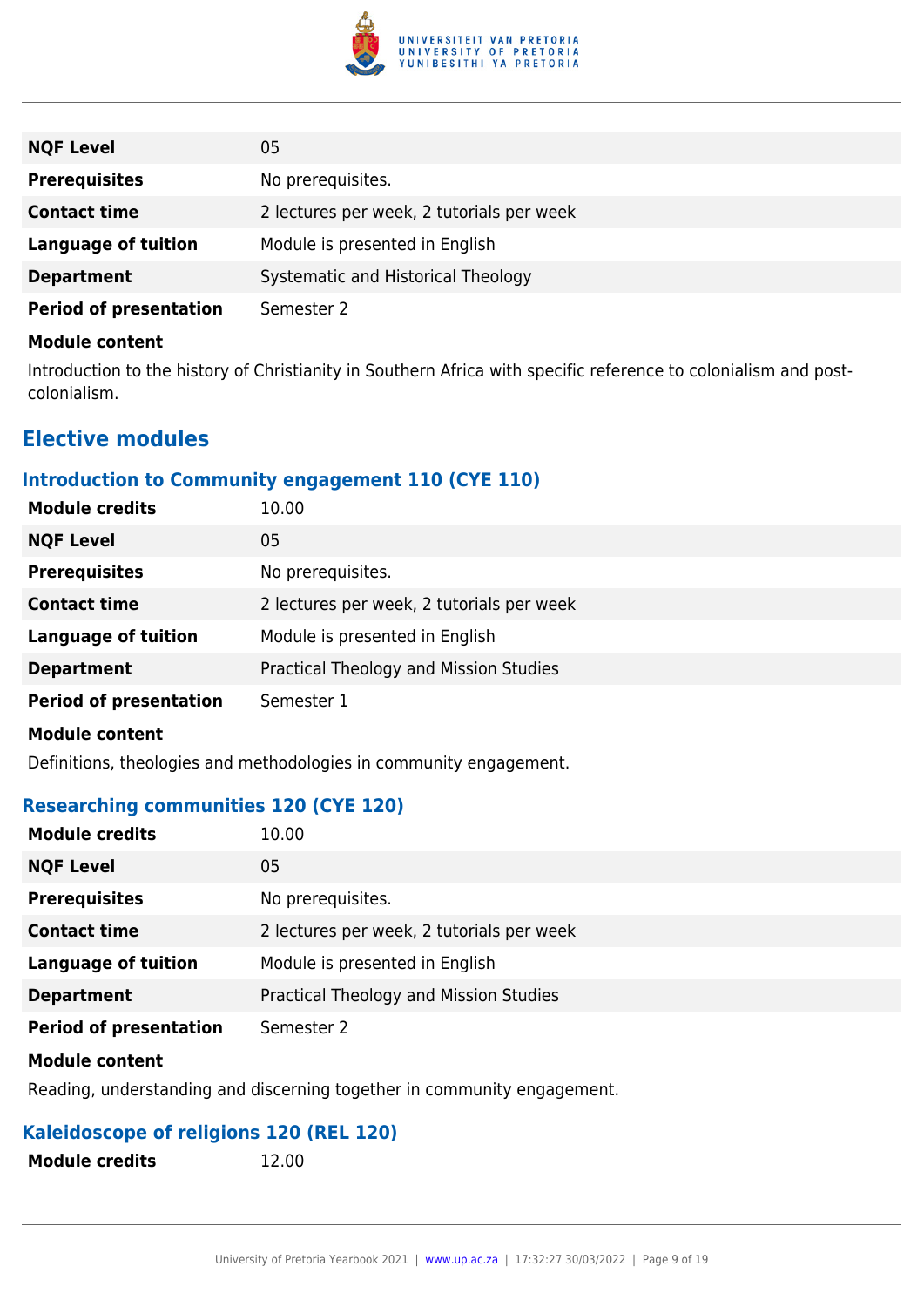| | |
|---|---|
| **NQF Level** | 05 |
| **Prerequisites** | No prerequisites. |
| **Contact time** | 2 lectures per week, 2 tutorials per week |
| **Language of tuition** | Module is presented in English |
| **Department** | Systematic and Historical Theology |
| **Period of presentation** | Semester 2 |

**Module content**

Introduction to the history of Christianity in Southern Africa with specific reference to colonialism and post-colonialism.

## Elective modules

### Introduction to Community engagement 110 (CYE 110)

| | |
|---|---|
| **Module credits** | 10.00 |
| **NQF Level** | 05 |
| **Prerequisites** | No prerequisites. |
| **Contact time** | 2 lectures per week, 2 tutorials per week |
| **Language of tuition** | Module is presented in English |
| **Department** | Practical Theology and Mission Studies |
| **Period of presentation** | Semester 1 |

**Module content**

Definitions, theologies and methodologies in community engagement.

### Researching communities 120 (CYE 120)

| | |
|---|---|
| **Module credits** | 10.00 |
| **NQF Level** | 05 |
| **Prerequisites** | No prerequisites. |
| **Contact time** | 2 lectures per week, 2 tutorials per week |
| **Language of tuition** | Module is presented in English |
| **Department** | Practical Theology and Mission Studies |
| **Period of presentation** | Semester 2 |

**Module content**

Reading, understanding and discerning together in community engagement.

### Kaleidoscope of religions 120 (REL 120)

| | |
|---|---|
| **Module credits** | 12.00 |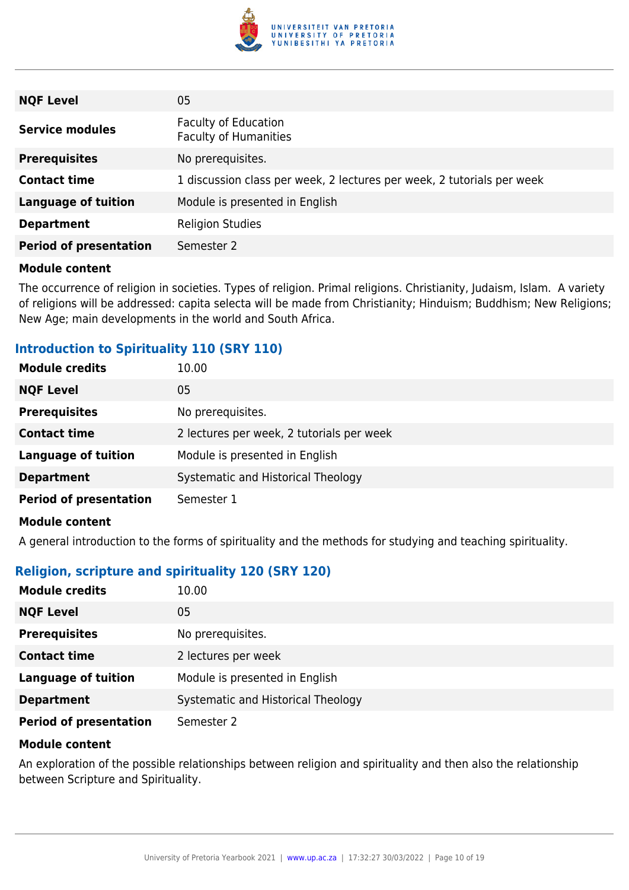| | |
|---|---|
| **NQF Level** | 05 |
| **Service modules** | Faculty of Education<br>Faculty of Humanities |
| **Prerequisites** | No prerequisites. |
| **Contact time** | 1 discussion class per week, 2 lectures per week, 2 tutorials per week |
| **Language of tuition** | Module is presented in English |
| **Department** | Religion Studies |
| **Period of presentation** | Semester 2 |

**Module content**

The occurrence of religion in societies. Types of religion. Primal religions. Christianity, Judaism, Islam. A variety of religions will be addressed: capita selecta will be made from Christianity; Hinduism; Buddhism; New Religions; New Age; main developments in the world and South Africa.

### Introduction to Spirituality 110 (SRY 110)

| | |
|---|---|
| **Module credits** | 10.00 |
| **NQF Level** | 05 |
| **Prerequisites** | No prerequisites. |
| **Contact time** | 2 lectures per week, 2 tutorials per week |
| **Language of tuition** | Module is presented in English |
| **Department** | Systematic and Historical Theology |
| **Period of presentation** | Semester 1 |

**Module content**

A general introduction to the forms of spirituality and the methods for studying and teaching spirituality.

### Religion, scripture and spirituality 120 (SRY 120)

| | |
|---|---|
| **Module credits** | 10.00 |
| **NQF Level** | 05 |
| **Prerequisites** | No prerequisites. |
| **Contact time** | 2 lectures per week |
| **Language of tuition** | Module is presented in English |
| **Department** | Systematic and Historical Theology |
| **Period of presentation** | Semester 2 |

**Module content**

An exploration of the possible relationships between religion and spirituality and then also the relationship between Scripture and Spirituality.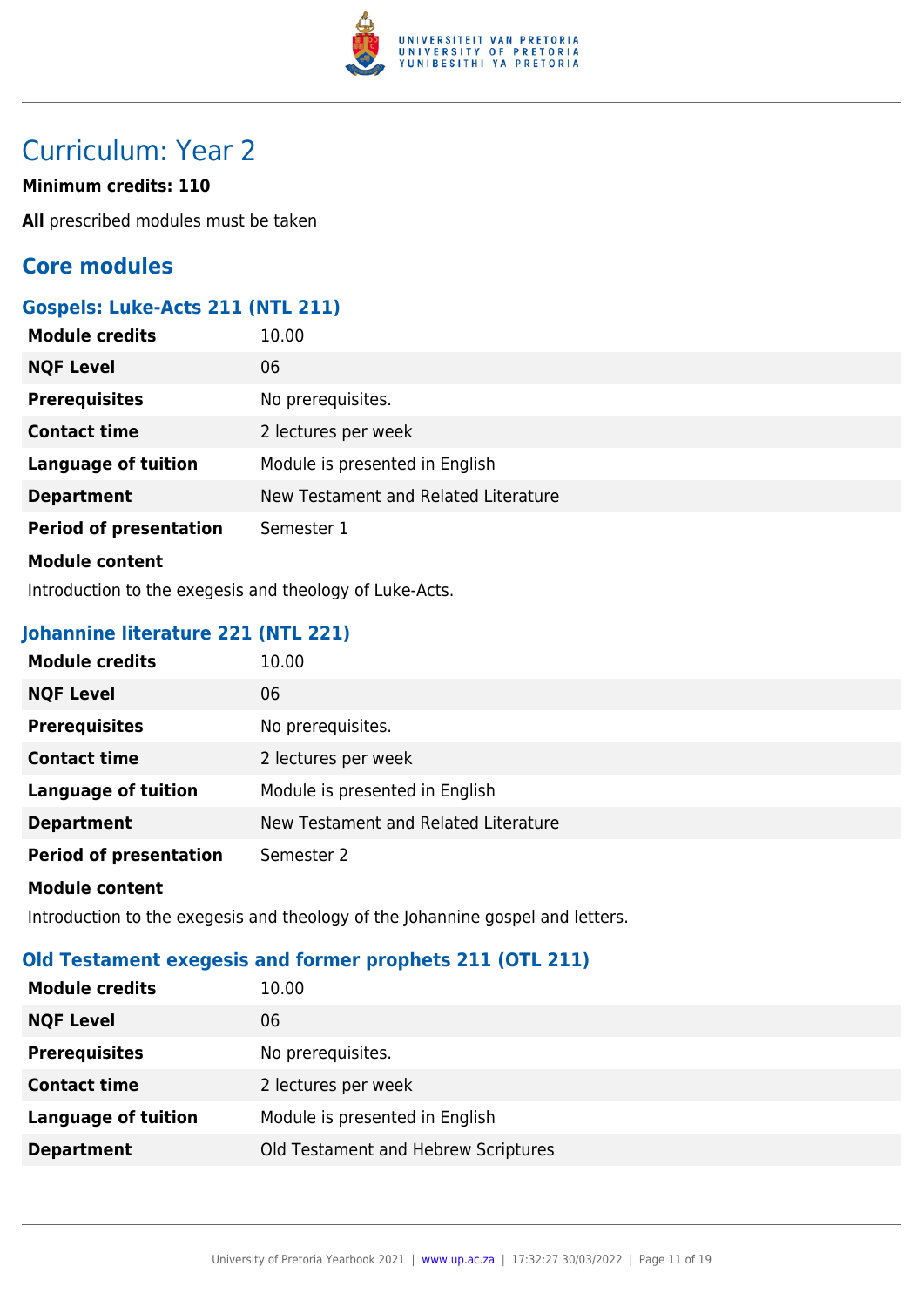# Curriculum: Year 2

**Minimum credits: 110**

**All** prescribed modules must be taken

## Core modules

### Gospels: Luke-Acts 211 (NTL 211)

| | |
|---|---|
| **Module credits** | 10.00 |
| **NQF Level** | 06 |
| **Prerequisites** | No prerequisites. |
| **Contact time** | 2 lectures per week |
| **Language of tuition** | Module is presented in English |
| **Department** | New Testament and Related Literature |
| **Period of presentation** | Semester 1 |

**Module content**

Introduction to the exegesis and theology of Luke-Acts.

### Johannine literature 221 (NTL 221)

| | |
|---|---|
| **Module credits** | 10.00 |
| **NQF Level** | 06 |
| **Prerequisites** | No prerequisites. |
| **Contact time** | 2 lectures per week |
| **Language of tuition** | Module is presented in English |
| **Department** | New Testament and Related Literature |
| **Period of presentation** | Semester 2 |

**Module content**

Introduction to the exegesis and theology of the Johannine gospel and letters.

### Old Testament exegesis and former prophets 211 (OTL 211)

| | |
|---|---|
| **Module credits** | 10.00 |
| **NQF Level** | 06 |
| **Prerequisites** | No prerequisites. |
| **Contact time** | 2 lectures per week |
| **Language of tuition** | Module is presented in English |
| **Department** | Old Testament and Hebrew Scriptures |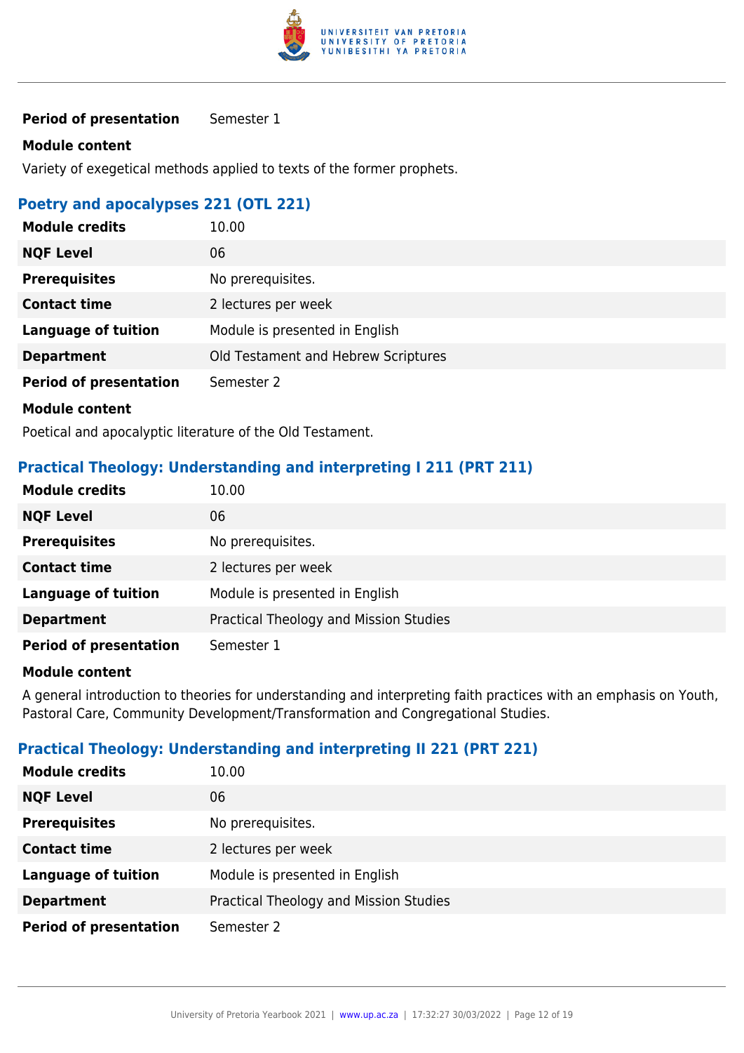| | |
|---|---|
| **Period of presentation** | Semester 1 |

**Module content**

Variety of exegetical methods applied to texts of the former prophets.

### Poetry and apocalypses 221 (OTL 221)

| | |
|---|---|
| **Module credits** | 10.00 |
| **NQF Level** | 06 |
| **Prerequisites** | No prerequisites. |
| **Contact time** | 2 lectures per week |
| **Language of tuition** | Module is presented in English |
| **Department** | Old Testament and Hebrew Scriptures |
| **Period of presentation** | Semester 2 |

**Module content**

Poetical and apocalyptic literature of the Old Testament.

### Practical Theology: Understanding and interpreting I 211 (PRT 211)

| | |
|---|---|
| **Module credits** | 10.00 |
| **NQF Level** | 06 |
| **Prerequisites** | No prerequisites. |
| **Contact time** | 2 lectures per week |
| **Language of tuition** | Module is presented in English |
| **Department** | Practical Theology and Mission Studies |
| **Period of presentation** | Semester 1 |

**Module content**

A general introduction to theories for understanding and interpreting faith practices with an emphasis on Youth, Pastoral Care, Community Development/Transformation and Congregational Studies.

### Practical Theology: Understanding and interpreting II 221 (PRT 221)

| | |
|---|---|
| **Module credits** | 10.00 |
| **NQF Level** | 06 |
| **Prerequisites** | No prerequisites. |
| **Contact time** | 2 lectures per week |
| **Language of tuition** | Module is presented in English |
| **Department** | Practical Theology and Mission Studies |
| **Period of presentation** | Semester 2 |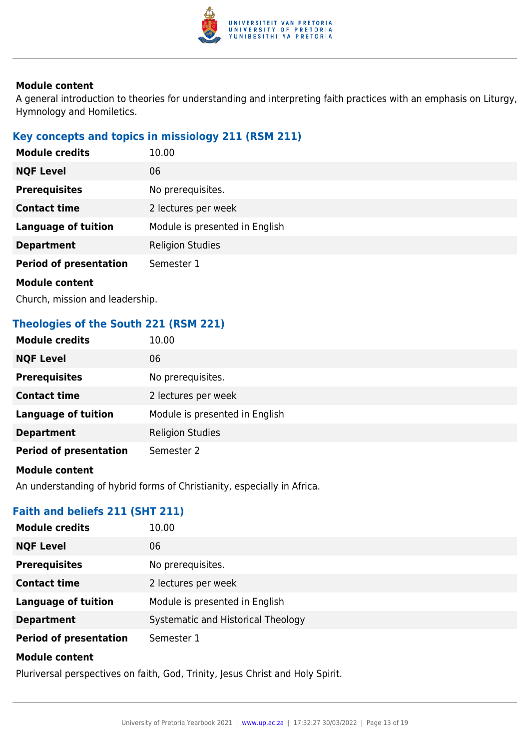**Module content**

A general introduction to theories for understanding and interpreting faith practices with an emphasis on Liturgy, Hymnology and Homiletics.

### Key concepts and topics in missiology 211 (RSM 211)

| | |
|---|---|
| **Module credits** | 10.00 |
| **NQF Level** | 06 |
| **Prerequisites** | No prerequisites. |
| **Contact time** | 2 lectures per week |
| **Language of tuition** | Module is presented in English |
| **Department** | Religion Studies |
| **Period of presentation** | Semester 1 |

**Module content**

Church, mission and leadership.

### Theologies of the South 221 (RSM 221)

| | |
|---|---|
| **Module credits** | 10.00 |
| **NQF Level** | 06 |
| **Prerequisites** | No prerequisites. |
| **Contact time** | 2 lectures per week |
| **Language of tuition** | Module is presented in English |
| **Department** | Religion Studies |
| **Period of presentation** | Semester 2 |

**Module content**

An understanding of hybrid forms of Christianity, especially in Africa.

### Faith and beliefs 211 (SHT 211)

| | |
|---|---|
| **Module credits** | 10.00 |
| **NQF Level** | 06 |
| **Prerequisites** | No prerequisites. |
| **Contact time** | 2 lectures per week |
| **Language of tuition** | Module is presented in English |
| **Department** | Systematic and Historical Theology |
| **Period of presentation** | Semester 1 |

**Module content**

Pluriversal perspectives on faith, God, Trinity, Jesus Christ and Holy Spirit.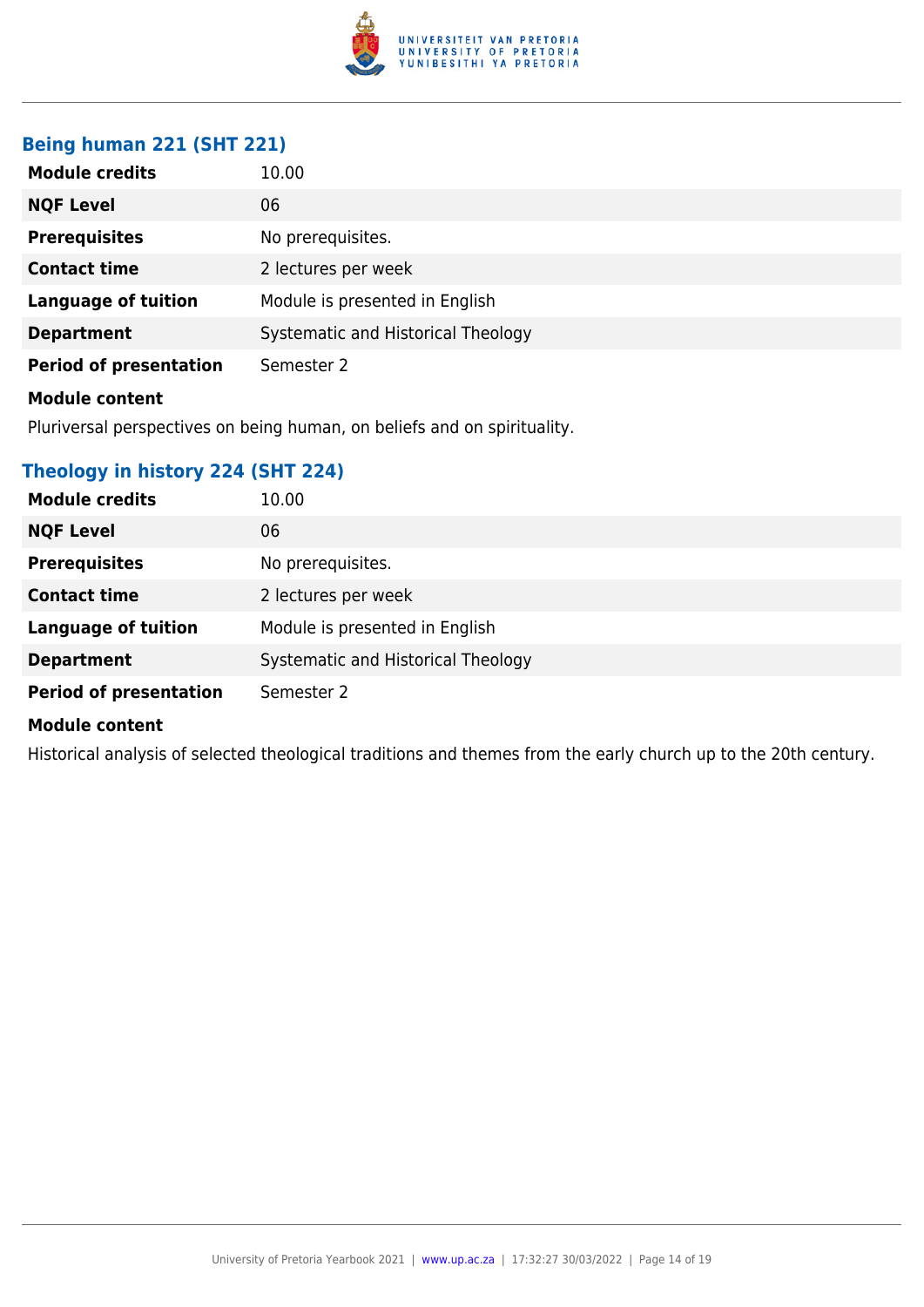### Being human 221 (SHT 221)

| | |
|---|---|
| **Module credits** | 10.00 |
| **NQF Level** | 06 |
| **Prerequisites** | No prerequisites. |
| **Contact time** | 2 lectures per week |
| **Language of tuition** | Module is presented in English |
| **Department** | Systematic and Historical Theology |
| **Period of presentation** | Semester 2 |

**Module content**

Pluriversal perspectives on being human, on beliefs and on spirituality.

### Theology in history 224 (SHT 224)

| | |
|---|---|
| **Module credits** | 10.00 |
| **NQF Level** | 06 |
| **Prerequisites** | No prerequisites. |
| **Contact time** | 2 lectures per week |
| **Language of tuition** | Module is presented in English |
| **Department** | Systematic and Historical Theology |
| **Period of presentation** | Semester 2 |

**Module content**

Historical analysis of selected theological traditions and themes from the early church up to the 20th century.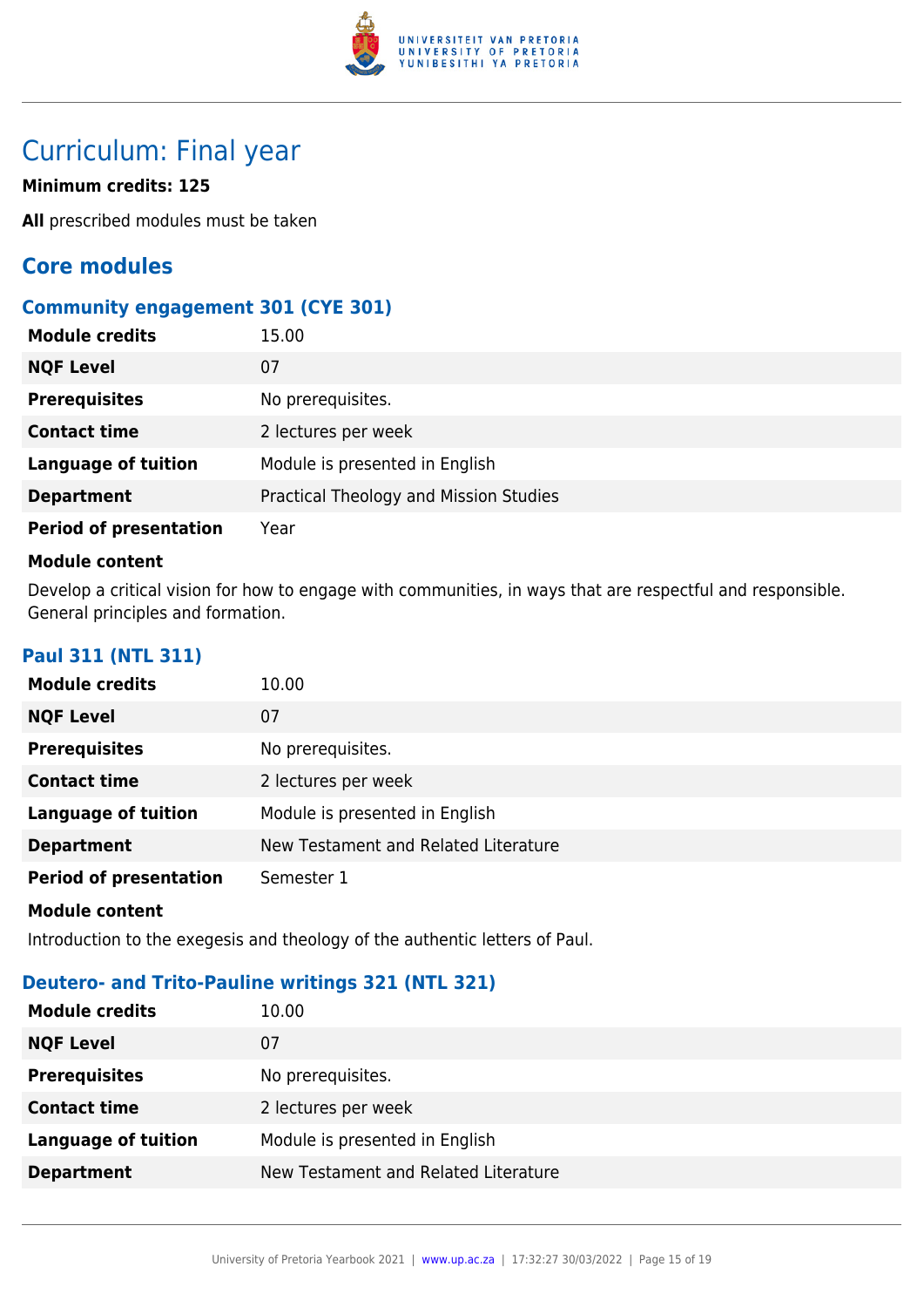# Curriculum: Final year

**Minimum credits: 125**

**All** prescribed modules must be taken

## Core modules

### Community engagement 301 (CYE 301)

| | |
|---|---|
| **Module credits** | 15.00 |
| **NQF Level** | 07 |
| **Prerequisites** | No prerequisites. |
| **Contact time** | 2 lectures per week |
| **Language of tuition** | Module is presented in English |
| **Department** | Practical Theology and Mission Studies |
| **Period of presentation** | Year |

**Module content**

Develop a critical vision for how to engage with communities, in ways that are respectful and responsible. General principles and formation.

### Paul 311 (NTL 311)

| | |
|---|---|
| **Module credits** | 10.00 |
| **NQF Level** | 07 |
| **Prerequisites** | No prerequisites. |
| **Contact time** | 2 lectures per week |
| **Language of tuition** | Module is presented in English |
| **Department** | New Testament and Related Literature |
| **Period of presentation** | Semester 1 |

**Module content**

Introduction to the exegesis and theology of the authentic letters of Paul.

### Deutero- and Trito-Pauline writings 321 (NTL 321)

| | |
|---|---|
| **Module credits** | 10.00 |
| **NQF Level** | 07 |
| **Prerequisites** | No prerequisites. |
| **Contact time** | 2 lectures per week |
| **Language of tuition** | Module is presented in English |
| **Department** | New Testament and Related Literature |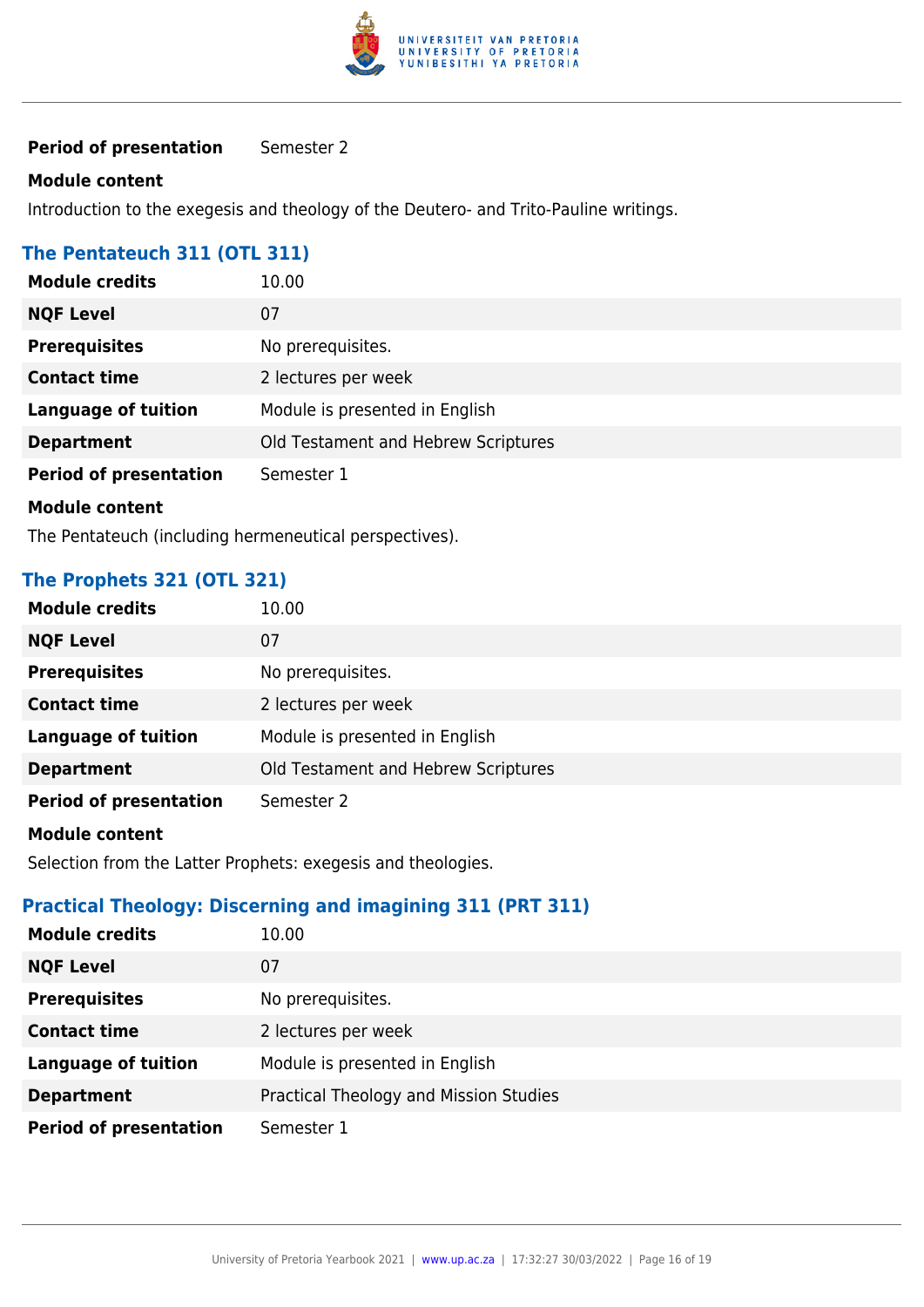| | |
|---|---|
| **Period of presentation** | Semester 2 |

**Module content**

Introduction to the exegesis and theology of the Deutero- and Trito-Pauline writings.

### The Pentateuch 311 (OTL 311)

| | |
|---|---|
| **Module credits** | 10.00 |
| **NQF Level** | 07 |
| **Prerequisites** | No prerequisites. |
| **Contact time** | 2 lectures per week |
| **Language of tuition** | Module is presented in English |
| **Department** | Old Testament and Hebrew Scriptures |
| **Period of presentation** | Semester 1 |

**Module content**

The Pentateuch (including hermeneutical perspectives).

### The Prophets 321 (OTL 321)

| | |
|---|---|
| **Module credits** | 10.00 |
| **NQF Level** | 07 |
| **Prerequisites** | No prerequisites. |
| **Contact time** | 2 lectures per week |
| **Language of tuition** | Module is presented in English |
| **Department** | Old Testament and Hebrew Scriptures |
| **Period of presentation** | Semester 2 |

**Module content**

Selection from the Latter Prophets: exegesis and theologies.

### Practical Theology: Discerning and imagining 311 (PRT 311)

| | |
|---|---|
| **Module credits** | 10.00 |
| **NQF Level** | 07 |
| **Prerequisites** | No prerequisites. |
| **Contact time** | 2 lectures per week |
| **Language of tuition** | Module is presented in English |
| **Department** | Practical Theology and Mission Studies |
| **Period of presentation** | Semester 1 |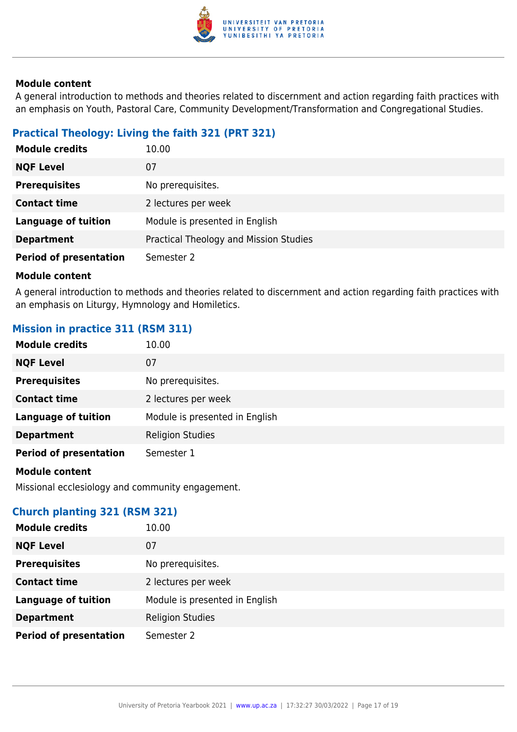#### Module content

A general introduction to methods and theories related to discernment and action regarding faith practices with an emphasis on Youth, Pastoral Care, Community Development/Transformation and Congregational Studies.

### Practical Theology: Living the faith 321 (PRT 321)

| | |
|---|---|
| **Module credits** | 10.00 |
| **NQF Level** | 07 |
| **Prerequisites** | No prerequisites. |
| **Contact time** | 2 lectures per week |
| **Language of tuition** | Module is presented in English |
| **Department** | Practical Theology and Mission Studies |
| **Period of presentation** | Semester 2 |

#### Module content

A general introduction to methods and theories related to discernment and action regarding faith practices with an emphasis on Liturgy, Hymnology and Homiletics.

### Mission in practice 311 (RSM 311)

| | |
|---|---|
| **Module credits** | 10.00 |
| **NQF Level** | 07 |
| **Prerequisites** | No prerequisites. |
| **Contact time** | 2 lectures per week |
| **Language of tuition** | Module is presented in English |
| **Department** | Religion Studies |
| **Period of presentation** | Semester 1 |

#### Module content

Missional ecclesiology and community engagement.

### Church planting 321 (RSM 321)

| | |
|---|---|
| **Module credits** | 10.00 |
| **NQF Level** | 07 |
| **Prerequisites** | No prerequisites. |
| **Contact time** | 2 lectures per week |
| **Language of tuition** | Module is presented in English |
| **Department** | Religion Studies |
| **Period of presentation** | Semester 2 |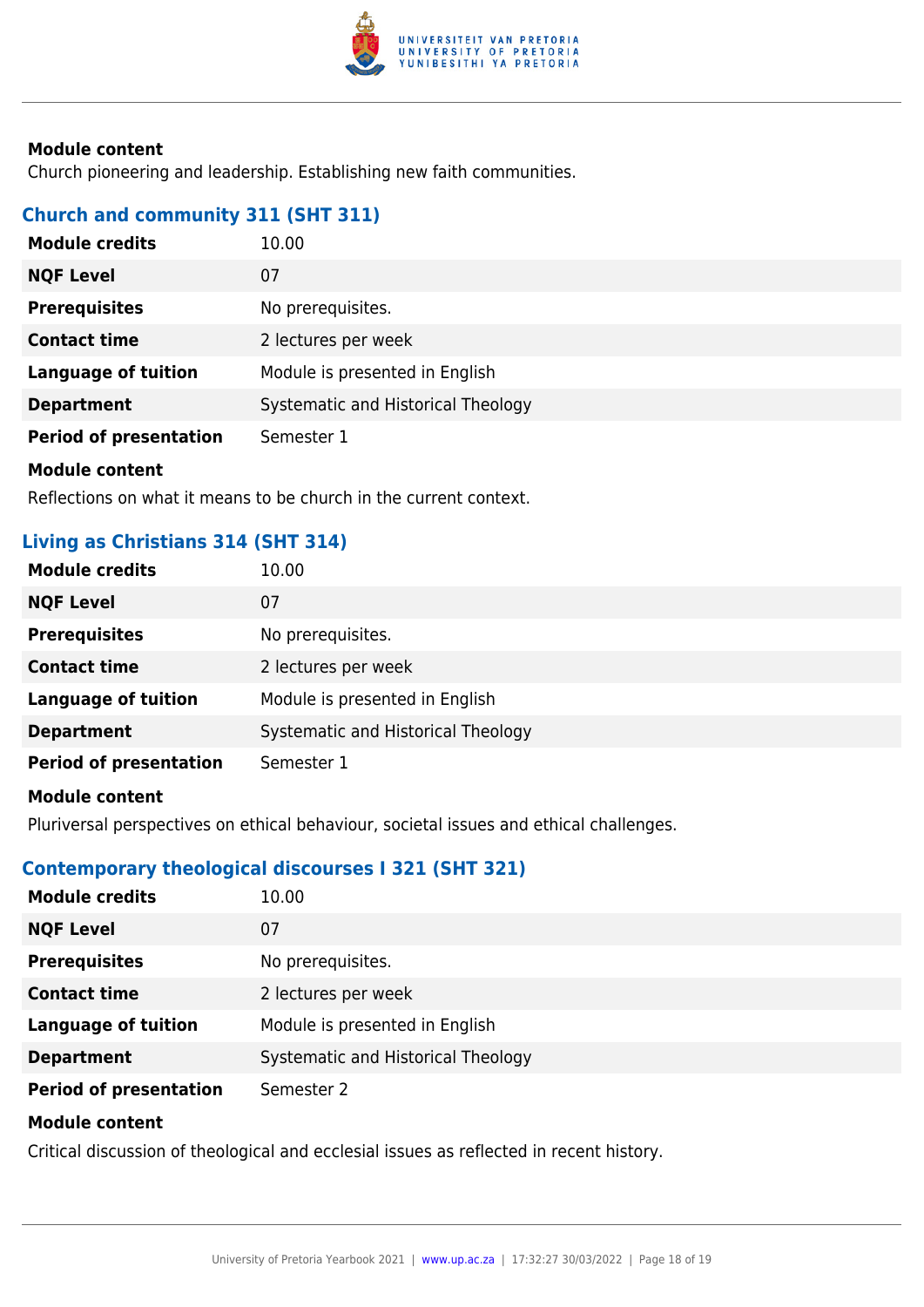**Module content**

Church pioneering and leadership. Establishing new faith communities.

### Church and community 311 (SHT 311)

| | |
|---|---|
| **Module credits** | 10.00 |
| **NQF Level** | 07 |
| **Prerequisites** | No prerequisites. |
| **Contact time** | 2 lectures per week |
| **Language of tuition** | Module is presented in English |
| **Department** | Systematic and Historical Theology |
| **Period of presentation** | Semester 1 |

**Module content**

Reflections on what it means to be church in the current context.

### Living as Christians 314 (SHT 314)

| | |
|---|---|
| **Module credits** | 10.00 |
| **NQF Level** | 07 |
| **Prerequisites** | No prerequisites. |
| **Contact time** | 2 lectures per week |
| **Language of tuition** | Module is presented in English |
| **Department** | Systematic and Historical Theology |
| **Period of presentation** | Semester 1 |

**Module content**

Pluriversal perspectives on ethical behaviour, societal issues and ethical challenges.

### Contemporary theological discourses I 321 (SHT 321)

| | |
|---|---|
| **Module credits** | 10.00 |
| **NQF Level** | 07 |
| **Prerequisites** | No prerequisites. |
| **Contact time** | 2 lectures per week |
| **Language of tuition** | Module is presented in English |
| **Department** | Systematic and Historical Theology |
| **Period of presentation** | Semester 2 |

**Module content**

Critical discussion of theological and ecclesial issues as reflected in recent history.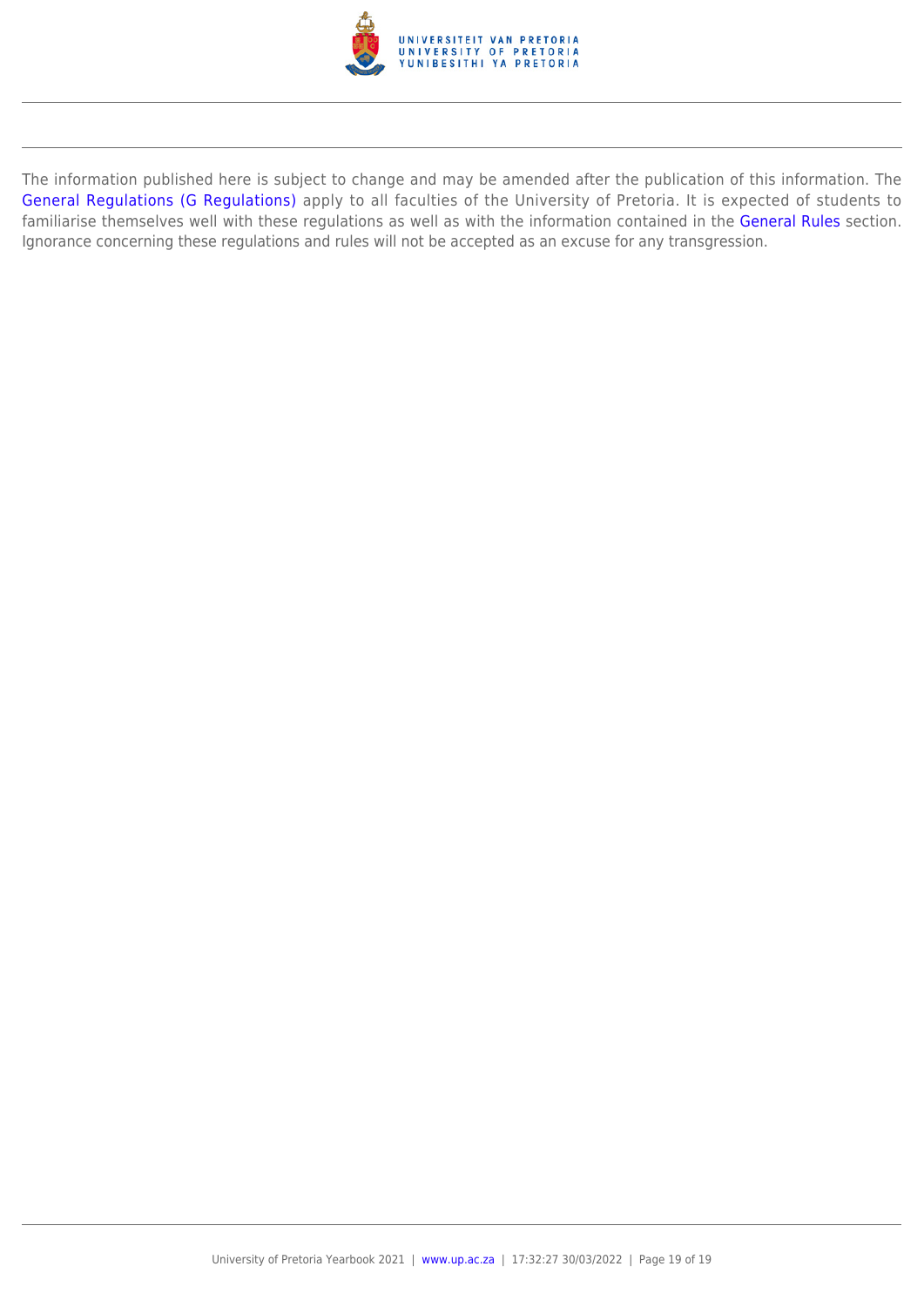The information published here is subject to change and may be amended after the publication of this information. The General Regulations (G Regulations) apply to all faculties of the University of Pretoria. It is expected of students to familiarise themselves well with these regulations as well as with the information contained in the General Rules section. Ignorance concerning these regulations and rules will not be accepted as an excuse for any transgression.